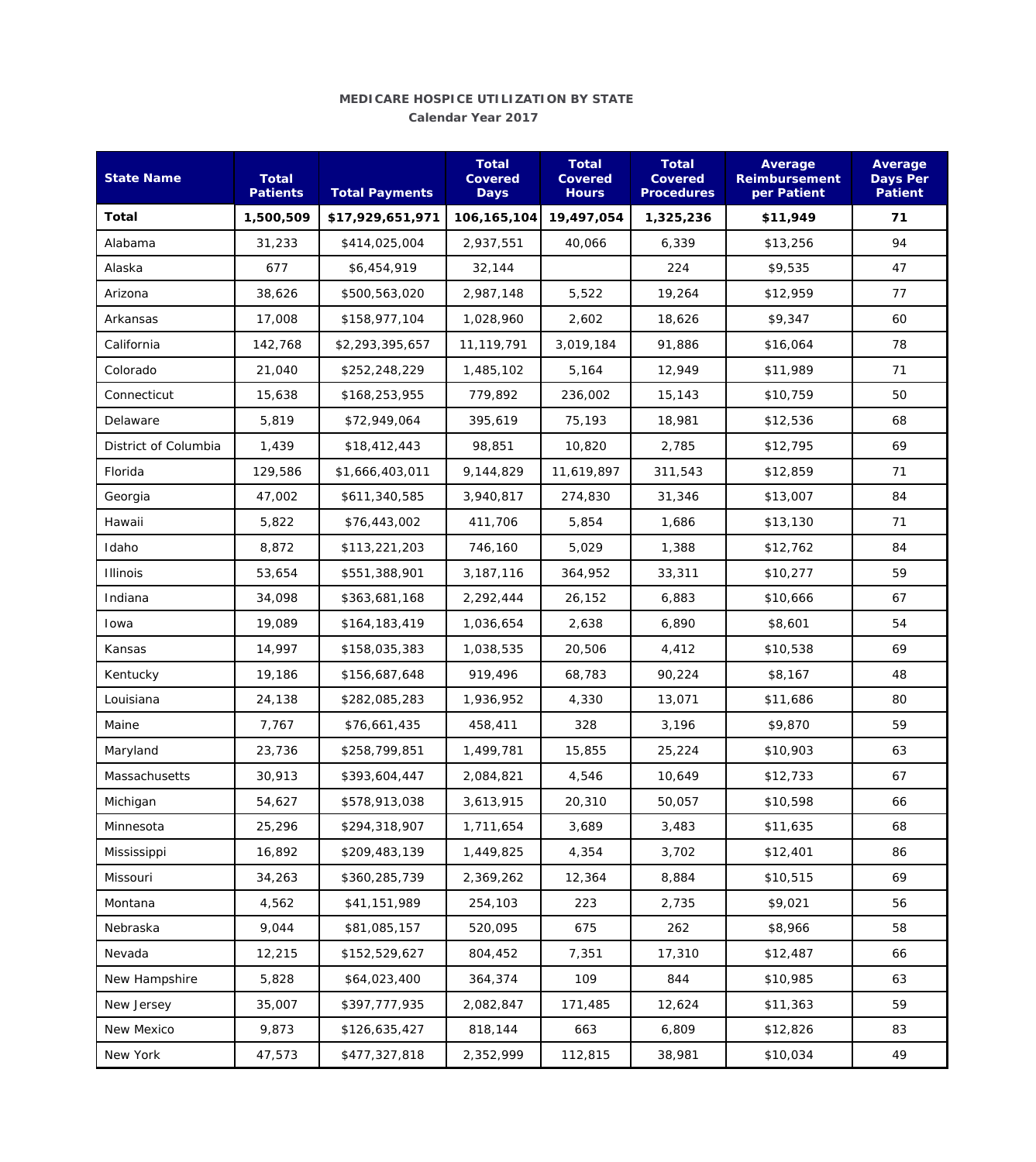**MEDICARE HOSPICE UTILIZATION BY STATE**

**Calendar Year 2017**

| State Name | Total Patients | Total Payments | Total Covered Days | Total Covered Hours | Total Covered Procedures | Average Reimbursement per Patient | Average Days Per Patient |
|---|---|---|---|---|---|---|---|
| **Total** | **1,500,509** | **$17,929,651,971** | **106,165,104** | **19,497,054** | **1,325,236** | **$11,949** | **71** |
| Alabama | 31,233 | $414,025,004 | 2,937,551 | 40,066 | 6,339 | $13,256 | 94 |
| Alaska | 677 | $6,454,919 | 32,144 | | 224 | $9,535 | 47 |
| Arizona | 38,626 | $500,563,020 | 2,987,148 | 5,522 | 19,264 | $12,959 | 77 |
| Arkansas | 17,008 | $158,977,104 | 1,028,960 | 2,602 | 18,626 | $9,347 | 60 |
| California | 142,768 | $2,293,395,657 | 11,119,791 | 3,019,184 | 91,886 | $16,064 | 78 |
| Colorado | 21,040 | $252,248,229 | 1,485,102 | 5,164 | 12,949 | $11,989 | 71 |
| Connecticut | 15,638 | $168,253,955 | 779,892 | 236,002 | 15,143 | $10,759 | 50 |
| Delaware | 5,819 | $72,949,064 | 395,619 | 75,193 | 18,981 | $12,536 | 68 |
| District of Columbia | 1,439 | $18,412,443 | 98,851 | 10,820 | 2,785 | $12,795 | 69 |
| Florida | 129,586 | $1,666,403,011 | 9,144,829 | 11,619,897 | 311,543 | $12,859 | 71 |
| Georgia | 47,002 | $611,340,585 | 3,940,817 | 274,830 | 31,346 | $13,007 | 84 |
| Hawaii | 5,822 | $76,443,002 | 411,706 | 5,854 | 1,686 | $13,130 | 71 |
| Idaho | 8,872 | $113,221,203 | 746,160 | 5,029 | 1,388 | $12,762 | 84 |
| Illinois | 53,654 | $551,388,901 | 3,187,116 | 364,952 | 33,311 | $10,277 | 59 |
| Indiana | 34,098 | $363,681,168 | 2,292,444 | 26,152 | 6,883 | $10,666 | 67 |
| Iowa | 19,089 | $164,183,419 | 1,036,654 | 2,638 | 6,890 | $8,601 | 54 |
| Kansas | 14,997 | $158,035,383 | 1,038,535 | 20,506 | 4,412 | $10,538 | 69 |
| Kentucky | 19,186 | $156,687,648 | 919,496 | 68,783 | 90,224 | $8,167 | 48 |
| Louisiana | 24,138 | $282,085,283 | 1,936,952 | 4,330 | 13,071 | $11,686 | 80 |
| Maine | 7,767 | $76,661,435 | 458,411 | 328 | 3,196 | $9,870 | 59 |
| Maryland | 23,736 | $258,799,851 | 1,499,781 | 15,855 | 25,224 | $10,903 | 63 |
| Massachusetts | 30,913 | $393,604,447 | 2,084,821 | 4,546 | 10,649 | $12,733 | 67 |
| Michigan | 54,627 | $578,913,038 | 3,613,915 | 20,310 | 50,057 | $10,598 | 66 |
| Minnesota | 25,296 | $294,318,907 | 1,711,654 | 3,689 | 3,483 | $11,635 | 68 |
| Mississippi | 16,892 | $209,483,139 | 1,449,825 | 4,354 | 3,702 | $12,401 | 86 |
| Missouri | 34,263 | $360,285,739 | 2,369,262 | 12,364 | 8,884 | $10,515 | 69 |
| Montana | 4,562 | $41,151,989 | 254,103 | 223 | 2,735 | $9,021 | 56 |
| Nebraska | 9,044 | $81,085,157 | 520,095 | 675 | 262 | $8,966 | 58 |
| Nevada | 12,215 | $152,529,627 | 804,452 | 7,351 | 17,310 | $12,487 | 66 |
| New Hampshire | 5,828 | $64,023,400 | 364,374 | 109 | 844 | $10,985 | 63 |
| New Jersey | 35,007 | $397,777,935 | 2,082,847 | 171,485 | 12,624 | $11,363 | 59 |
| New Mexico | 9,873 | $126,635,427 | 818,144 | 663 | 6,809 | $12,826 | 83 |
| New York | 47,573 | $477,327,818 | 2,352,999 | 112,815 | 38,981 | $10,034 | 49 |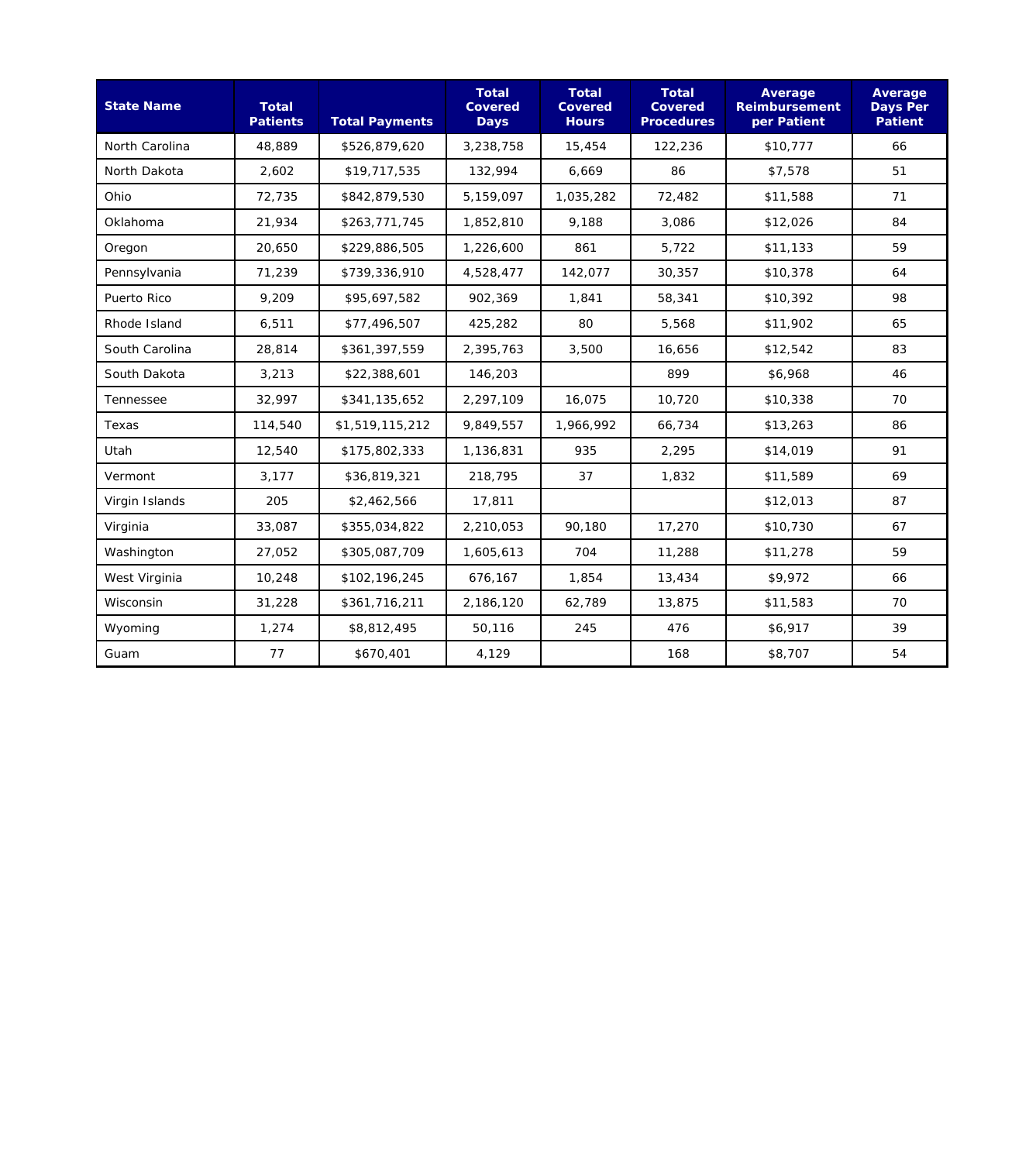| State Name | Total Patients | Total Payments | Total Covered Days | Total Covered Hours | Total Covered Procedures | Average Reimbursement per Patient | Average Days Per Patient |
|---|---|---|---|---|---|---|---|
| North Carolina | 48,889 | $526,879,620 | 3,238,758 | 15,454 | 122,236 | $10,777 | 66 |
| North Dakota | 2,602 | $19,717,535 | 132,994 | 6,669 | 86 | $7,578 | 51 |
| Ohio | 72,735 | $842,879,530 | 5,159,097 | 1,035,282 | 72,482 | $11,588 | 71 |
| Oklahoma | 21,934 | $263,771,745 | 1,852,810 | 9,188 | 3,086 | $12,026 | 84 |
| Oregon | 20,650 | $229,886,505 | 1,226,600 | 861 | 5,722 | $11,133 | 59 |
| Pennsylvania | 71,239 | $739,336,910 | 4,528,477 | 142,077 | 30,357 | $10,378 | 64 |
| Puerto Rico | 9,209 | $95,697,582 | 902,369 | 1,841 | 58,341 | $10,392 | 98 |
| Rhode Island | 6,511 | $77,496,507 | 425,282 | 80 | 5,568 | $11,902 | 65 |
| South Carolina | 28,814 | $361,397,559 | 2,395,763 | 3,500 | 16,656 | $12,542 | 83 |
| South Dakota | 3,213 | $22,388,601 | 146,203 | | 899 | $6,968 | 46 |
| Tennessee | 32,997 | $341,135,652 | 2,297,109 | 16,075 | 10,720 | $10,338 | 70 |
| Texas | 114,540 | $1,519,115,212 | 9,849,557 | 1,966,992 | 66,734 | $13,263 | 86 |
| Utah | 12,540 | $175,802,333 | 1,136,831 | 935 | 2,295 | $14,019 | 91 |
| Vermont | 3,177 | $36,819,321 | 218,795 | 37 | 1,832 | $11,589 | 69 |
| Virgin Islands | 205 | $2,462,566 | 17,811 | | | $12,013 | 87 |
| Virginia | 33,087 | $355,034,822 | 2,210,053 | 90,180 | 17,270 | $10,730 | 67 |
| Washington | 27,052 | $305,087,709 | 1,605,613 | 704 | 11,288 | $11,278 | 59 |
| West Virginia | 10,248 | $102,196,245 | 676,167 | 1,854 | 13,434 | $9,972 | 66 |
| Wisconsin | 31,228 | $361,716,211 | 2,186,120 | 62,789 | 13,875 | $11,583 | 70 |
| Wyoming | 1,274 | $8,812,495 | 50,116 | 245 | 476 | $6,917 | 39 |
| Guam | 77 | $670,401 | 4,129 | | 168 | $8,707 | 54 |